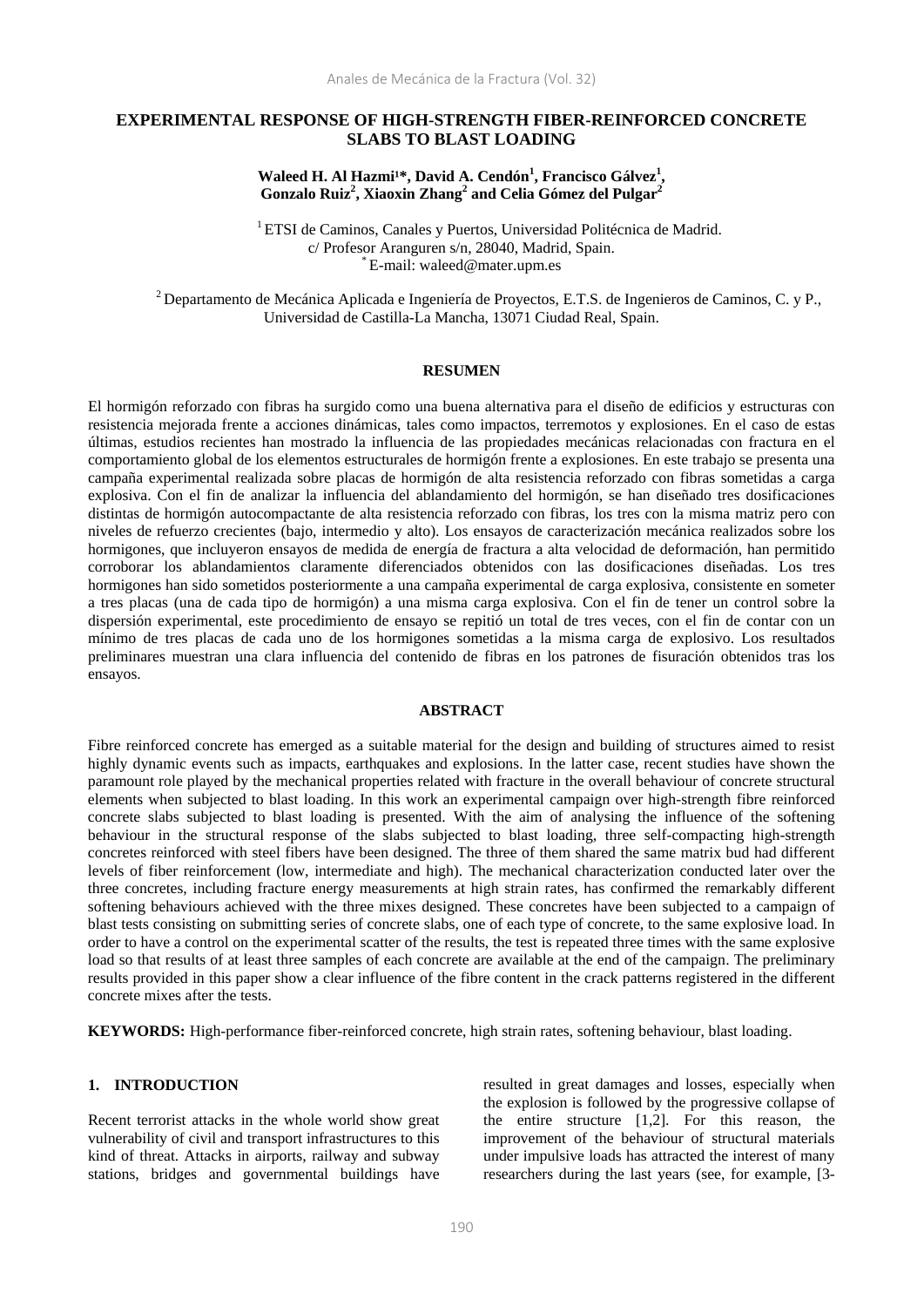# EXPERIMENTAL RESPONSE OF HIGH-STRENGTH FIBER-REINFORCED CONCRETE SLABS TO BLAST LOADING

**Waleed H. Al Hazmi[1]*, David A. Cendón[1], Francisco Gálvez[1], Gonzalo Ruiz[2], Xiaoxin Zhang[2] and Celia Gómez del Pulgar[2]**

[1] ETSI de Caminos, Canales y Puertos, Universidad Politécnica de Madrid.
c/ Profesor Aranguren s/n, 28040, Madrid, Spain.
* E-mail: waleed@mater.upm.es

[2] Departamento de Mecánica Aplicada e Ingeniería de Proyectos, E.T.S. de Ingenieros de Caminos, C. y P., Universidad de Castilla-La Mancha, 13071 Ciudad Real, Spain.

## RESUMEN

El hormigón reforzado con fibras ha surgido como una buena alternativa para el diseño de edificios y estructuras con resistencia mejorada frente a acciones dinámicas, tales como impactos, terremotos y explosiones. En el caso de estas últimas, estudios recientes han mostrado la influencia de las propiedades mecánicas relacionadas con fractura en el comportamiento global de los elementos estructurales de hormigón frente a explosiones. En este trabajo se presenta una campaña experimental realizada sobre placas de hormigón de alta resistencia reforzado con fibras sometidas a carga explosiva. Con el fin de analizar la influencia del ablandamiento del hormigón, se han diseñado tres dosificaciones distintas de hormigón autocompactante de alta resistencia reforzado con fibras, los tres con la misma matriz pero con niveles de refuerzo crecientes (bajo, intermedio y alto). Los ensayos de caracterización mecánica realizados sobre los hormigones, que incluyeron ensayos de medida de energía de fractura a alta velocidad de deformación, han permitido corroborar los ablandamientos claramente diferenciados obtenidos con las dosificaciones diseñadas. Los tres hormigones han sido sometidos posteriormente a una campaña experimental de carga explosiva, consistente en someter a tres placas (una de cada tipo de hormigón) a una misma carga explosiva. Con el fin de tener un control sobre la dispersión experimental, este procedimiento de ensayo se repitió un total de tres veces, con el fin de contar con un mínimo de tres placas de cada uno de los hormigones sometidas a la misma carga de explosivo. Los resultados preliminares muestran una clara influencia del contenido de fibras en los patrones de fisuración obtenidos tras los ensayos.

## ABSTRACT

Fibre reinforced concrete has emerged as a suitable material for the design and building of structures aimed to resist highly dynamic events such as impacts, earthquakes and explosions. In the latter case, recent studies have shown the paramount role played by the mechanical properties related with fracture in the overall behaviour of concrete structural elements when subjected to blast loading. In this work an experimental campaign over high-strength fibre reinforced concrete slabs subjected to blast loading is presented. With the aim of analysing the influence of the softening behaviour in the structural response of the slabs subjected to blast loading, three self-compacting high-strength concretes reinforced with steel fibers have been designed. The three of them shared the same matrix bud had different levels of fiber reinforcement (low, intermediate and high). The mechanical characterization conducted later over the three concretes, including fracture energy measurements at high strain rates, has confirmed the remarkably different softening behaviours achieved with the three mixes designed. These concretes have been subjected to a campaign of blast tests consisting on submitting series of concrete slabs, one of each type of concrete, to the same explosive load. In order to have a control on the experimental scatter of the results, the test is repeated three times with the same explosive load so that results of at least three samples of each concrete are available at the end of the campaign. The preliminary results provided in this paper show a clear influence of the fibre content in the crack patterns registered in the different concrete mixes after the tests.

**KEYWORDS:** High-performance fiber-reinforced concrete, high strain rates, softening behaviour, blast loading.

## 1. INTRODUCTION

Recent terrorist attacks in the whole world show great vulnerability of civil and transport infrastructures to this kind of threat. Attacks in airports, railway and subway stations, bridges and governmental buildings have resulted in great damages and losses, especially when the explosion is followed by the progressive collapse of the entire structure [1,2]. For this reason, the improvement of the behaviour of structural materials under impulsive loads has attracted the interest of many researchers during the last years (see, for example, [3-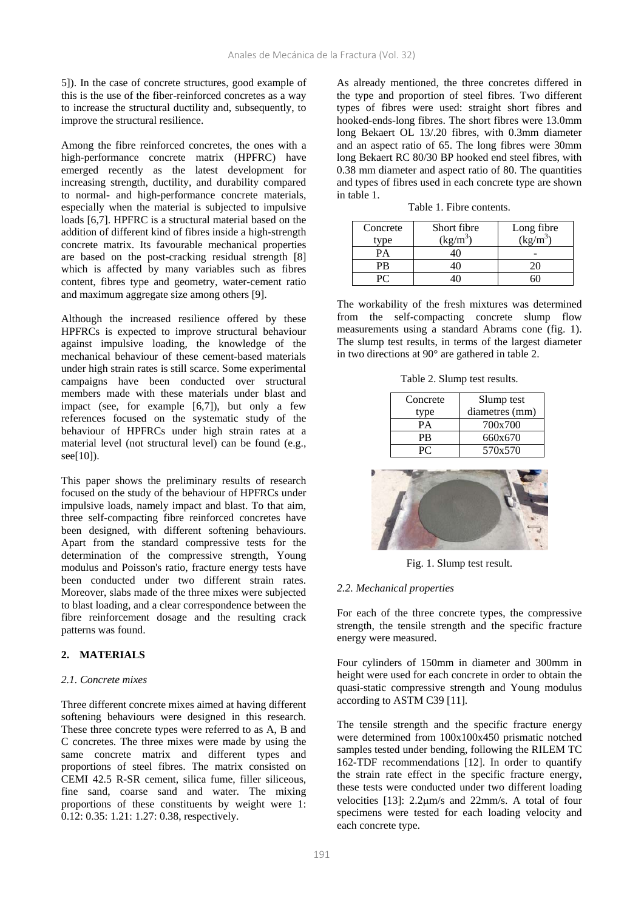5]). In the case of concrete structures, good example of this is the use of the fiber-reinforced concretes as a way to increase the structural ductility and, subsequently, to improve the structural resilience.

Among the fibre reinforced concretes, the ones with a high-performance concrete matrix (HPFRC) have emerged recently as the latest development for increasing strength, ductility, and durability compared to normal- and high-performance concrete materials, especially when the material is subjected to impulsive loads [6,7]. HPFRC is a structural material based on the addition of different kind of fibres inside a high-strength concrete matrix. Its favourable mechanical properties are based on the post-cracking residual strength [8] which is affected by many variables such as fibres content, fibres type and geometry, water-cement ratio and maximum aggregate size among others [9].

Although the increased resilience offered by these HPFRCs is expected to improve structural behaviour against impulsive loading, the knowledge of the mechanical behaviour of these cement-based materials under high strain rates is still scarce. Some experimental campaigns have been conducted over structural members made with these materials under blast and impact (see, for example [6,7]), but only a few references focused on the systematic study of the behaviour of HPFRCs under high strain rates at a material level (not structural level) can be found (e.g., see[10]).

This paper shows the preliminary results of research focused on the study of the behaviour of HPFRCs under impulsive loads, namely impact and blast. To that aim, three self-compacting fibre reinforced concretes have been designed, with different softening behaviours. Apart from the standard compressive tests for the determination of the compressive strength, Young modulus and Poisson's ratio, fracture energy tests have been conducted under two different strain rates. Moreover, slabs made of the three mixes were subjected to blast loading, and a clear correspondence between the fibre reinforcement dosage and the resulting crack patterns was found.

## 2. MATERIALS

### *2.1. Concrete mixes*

Three different concrete mixes aimed at having different softening behaviours were designed in this research. These three concrete types were referred to as A, B and C concretes. The three mixes were made by using the same concrete matrix and different types and proportions of steel fibres. The matrix consisted on CEMI 42.5 R-SR cement, silica fume, filler siliceous, fine sand, coarse sand and water. The mixing proportions of these constituents by weight were 1: 0.12: 0.35: 1.21: 1.27: 0.38, respectively.

As already mentioned, the three concretes differed in the type and proportion of steel fibres. Two different types of fibres were used: straight short fibres and hooked-ends-long fibres. The short fibres were 13.0mm long Bekaert OL 13/.20 fibres, with 0.3mm diameter and an aspect ratio of 65. The long fibres were 30mm long Bekaert RC 80/30 BP hooked end steel fibres, with 0.38 mm diameter and aspect ratio of 80. The quantities and types of fibres used in each concrete type are shown in table 1.

Table 1. Fibre contents.

| Concrete type | Short fibre ($kg/m^3$) | Long fibre ($kg/m^3$) |
|---|---|---|
| PA | 40 | - |
| PB | 40 | 20 |
| PC | 40 | 60 |

The workability of the fresh mixtures was determined from the self-compacting concrete slump flow measurements using a standard Abrams cone (fig. 1). The slump test results, in terms of the largest diameter in two directions at 90° are gathered in table 2.

Table 2. Slump test results.

| Concrete type | Slump test diametres (mm) |
|---|---|
| PA | 700x700 |
| PB | 660x670 |
| PC | 570x570 |

Fig. 1. Slump test result.

### *2.2. Mechanical properties*

For each of the three concrete types, the compressive strength, the tensile strength and the specific fracture energy were measured.

Four cylinders of 150mm in diameter and 300mm in height were used for each concrete in order to obtain the quasi-static compressive strength and Young modulus according to ASTM C39 [11].

The tensile strength and the specific fracture energy were determined from 100x100x450 prismatic notched samples tested under bending, following the RILEM TC 162-TDF recommendations [12]. In order to quantify the strain rate effect in the specific fracture energy, these tests were conducted under two different loading velocities [13]: 2.2μm/s and 22mm/s. A total of four specimens were tested for each loading velocity and each concrete type.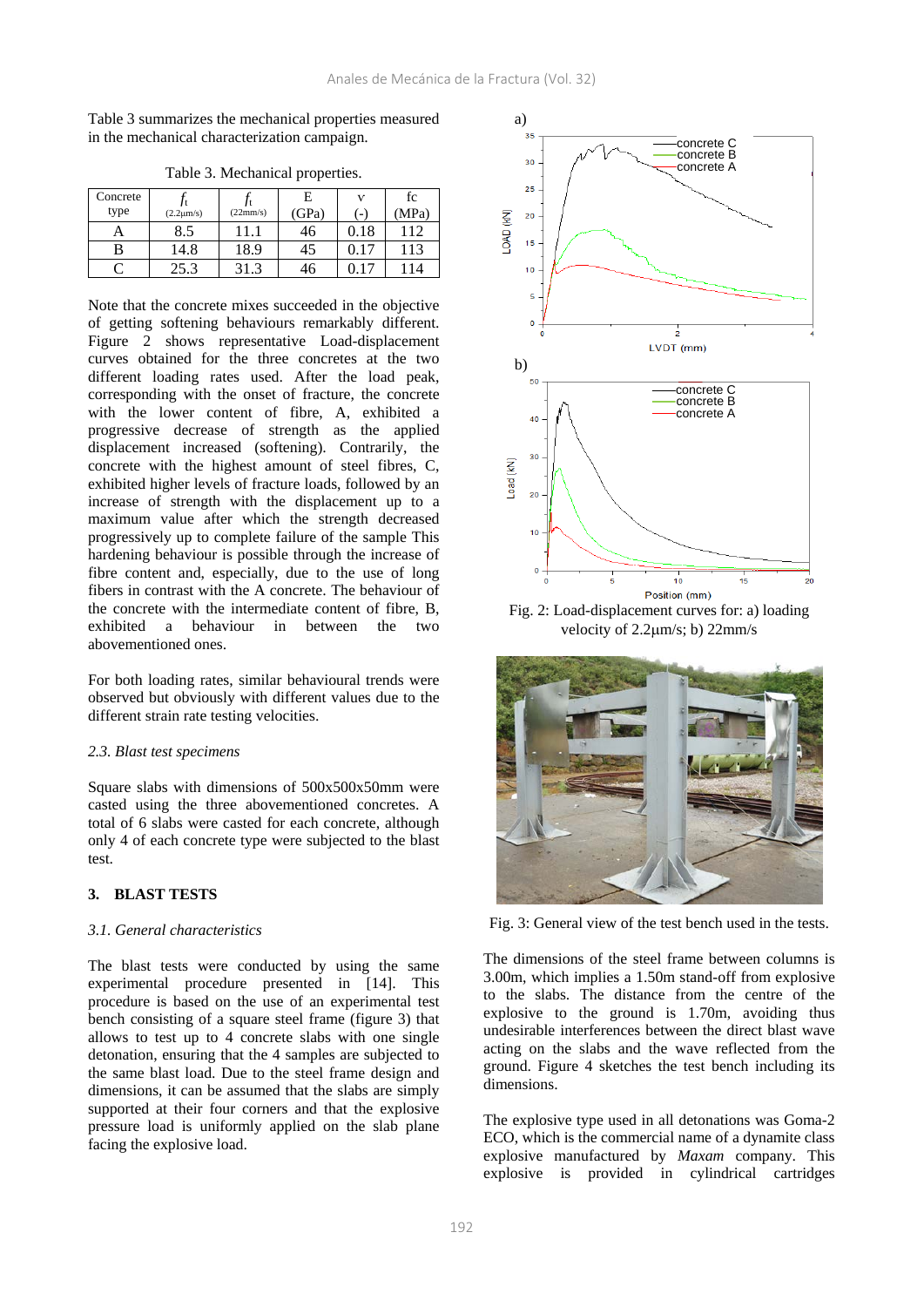Table 3 summarizes the mechanical properties measured in the mechanical characterization campaign.

Table 3. Mechanical properties.

| Concrete type | $f_t$ (2.2µm/s) | $f_t$ (22mm/s) | E (GPa) | ν (-) | fc (MPa) |
|---|---|---|---|---|---|
| A | 8.5 | 11.1 | 46 | 0.18 | 112 |
| B | 14.8 | 18.9 | 45 | 0.17 | 113 |
| C | 25.3 | 31.3 | 46 | 0.17 | 114 |

Note that the concrete mixes succeeded in the objective of getting softening behaviours remarkably different. Figure 2 shows representative Load-displacement curves obtained for the three concretes at the two different loading rates used. After the load peak, corresponding with the onset of fracture, the concrete with the lower content of fibre, A, exhibited a progressive decrease of strength as the applied displacement increased (softening). Contrarily, the concrete with the highest amount of steel fibres, C, exhibited higher levels of fracture loads, followed by an increase of strength with the displacement up to a maximum value after which the strength decreased progressively up to complete failure of the sample This hardening behaviour is possible through the increase of fibre content and, especially, due to the use of long fibers in contrast with the A concrete. The behaviour of the concrete with the intermediate content of fibre, B, exhibited a behaviour in between the two abovementioned ones.

For both loading rates, similar behavioural trends were observed but obviously with different values due to the different strain rate testing velocities.

### 2.3. Blast test specimens

Square slabs with dimensions of 500x500x50mm were casted using the three abovementioned concretes. A total of 6 slabs were casted for each concrete, although only 4 of each concrete type were subjected to the blast test.

## 3. BLAST TESTS

### 3.1. General characteristics

The blast tests were conducted by using the same experimental procedure presented in [14]. This procedure is based on the use of an experimental test bench consisting of a square steel frame (figure 3) that allows to test up to 4 concrete slabs with one single detonation, ensuring that the 4 samples are subjected to the same blast load. Due to the steel frame design and dimensions, it can be assumed that the slabs are simply supported at their four corners and that the explosive pressure load is uniformly applied on the slab plane facing the explosive load.

a)

35
30
25
20
15
10
5
0
LOAD (kN)
0
2
4
LVDT (mm)
concrete C
concrete B
concrete A

b)

50
40
30
20
10
0
Load (kN)
0
5
10
15
20
Position (mm)
concrete C
concrete B
concrete A

Fig. 2: Load-displacement curves for: a) loading velocity of 2.2µm/s; b) 22mm/s

Fig. 3: General view of the test bench used in the tests.

The dimensions of the steel frame between columns is 3.00m, which implies a 1.50m stand-off from explosive to the slabs. The distance from the centre of the explosive to the ground is 1.70m, avoiding thus undesirable interferences between the direct blast wave acting on the slabs and the wave reflected from the ground. Figure 4 sketches the test bench including its dimensions.

The explosive type used in all detonations was Goma-2 ECO, which is the commercial name of a dynamite class explosive manufactured by *Maxam* company. This explosive is provided in cylindrical cartridges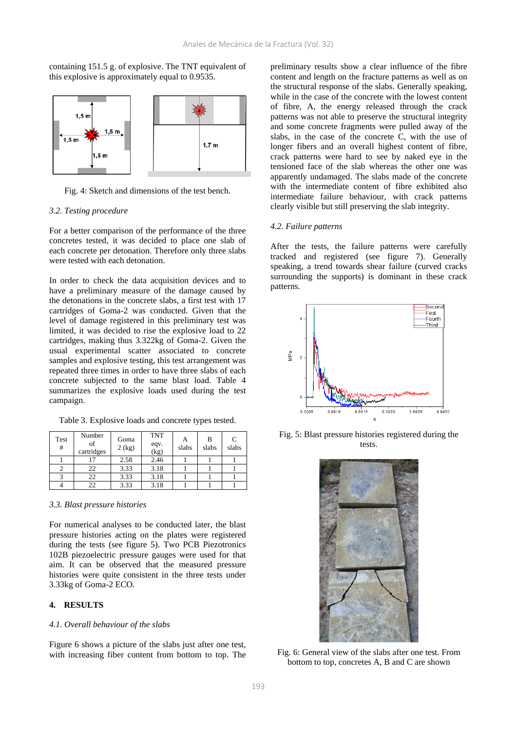containing 151.5 g. of explosive. The TNT equivalent of this explosive is approximately equal to 0.9535.

1,5 m
1,5 m
1,5 m
1,5 m
1,7 m

Fig. 4: Sketch and dimensions of the test bench.

### *3.2. Testing procedure*

For a better comparison of the performance of the three concretes tested, it was decided to place one slab of each concrete per detonation. Therefore only three slabs were tested with each detonation.

In order to check the data acquisition devices and to have a preliminary measure of the damage caused by the detonations in the concrete slabs, a first test with 17 cartridges of Goma-2 was conducted. Given that the level of damage registered in this preliminary test was limited, it was decided to rise the explosive load to 22 cartridges, making thus 3.322kg of Goma-2. Given the usual experimental scatter associated to concrete samples and explosive testing, this test arrangement was repeated three times in order to have three slabs of each concrete subjected to the same blast load. Table 4 summarizes the explosive loads used during the test campaign.

Table 3. Explosive loads and concrete types tested.

| Test # | Number of cartridges | Goma 2 (kg) | TNT eqv. (kg) | A slabs | B slabs | C slabs |
|---|---|---|---|---|---|---|
| 1 | 17 | 2.58 | 2.46 | 1 | 1 | 1 |
| 2 | 22 | 3.33 | 3.18 | 1 | 1 | 1 |
| 3 | 22 | 3.33 | 3.18 | 1 | 1 | 1 |
| 4 | 22 | 3.33 | 3.18 | 1 | 1 | 1 |

### *3.3. Blast pressure histories*

For numerical analyses to be conducted later, the blast pressure histories acting on the plates were registered during the tests (see figure 5). Two PCB Piezotronics 102B piezoelectric pressure gauges were used for that aim. It can be observed that the measured pressure histories were quite consistent in the three tests under 3.33kg of Goma-2 ECO.

## 4. RESULTS

### *4.1. Overall behaviour of the slabs*

Figure 6 shows a picture of the slabs just after one test, with increasing fiber content from bottom to top. The preliminary results show a clear influence of the fibre content and length on the fracture patterns as well as on the structural response of the slabs. Generally speaking, while in the case of the concrete with the lowest content of fibre, A, the energy released through the crack patterns was not able to preserve the structural integrity and some concrete fragments were pulled away of the slabs, in the case of the concrete C, with the use of longer fibers and an overall highest content of fibre, crack patterns were hard to see by naked eye in the tensioned face of the slab whereas the other one was apparently undamaged. The slabs made of the concrete with the intermediate content of fibre exhibited also intermediate failure behaviour, with crack patterns clearly visible but still preserving the slab integrity.

### *4.2. Failure patterns*

After the tests, the failure patterns were carefully tracked and registered (see figure 7). Generally speaking, a trend towards shear failure (curved cracks surrounding the supports) is dominant in these crack patterns.

Second
First
Fourth
Third
MPa
4
2
0
0.0005
0.0010
0.0015
0.0020
0.0025
0.0030
s

Fig. 5: Blast pressure histories registered during the tests.

Fig. 6: General view of the slabs after one test. From bottom to top, concretes A, B and C are shown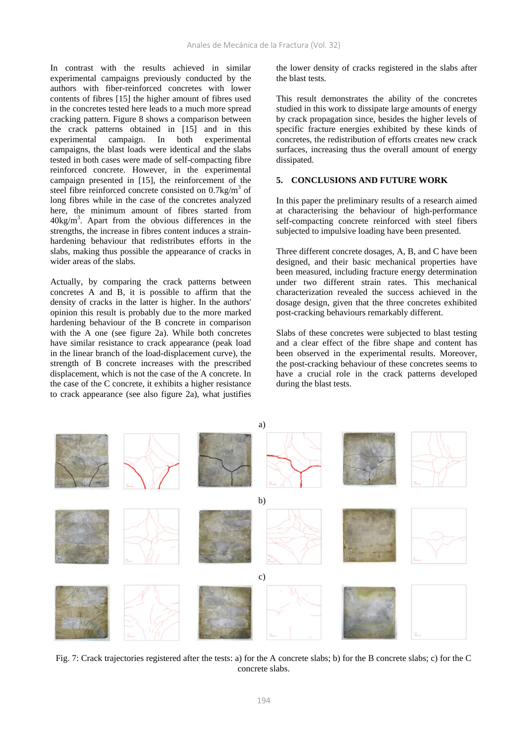In contrast with the results achieved in similar experimental campaigns previously conducted by the authors with fiber-reinforced concretes with lower contents of fibres [15] the higher amount of fibres used in the concretes tested here leads to a much more spread cracking pattern. Figure 8 shows a comparison between the crack patterns obtained in [15] and in this experimental campaign. In both experimental campaigns, the blast loads were identical and the slabs tested in both cases were made of self-compacting fibre reinforced concrete. However, in the experimental campaign presented in [15], the reinforcement of the steel fibre reinforced concrete consisted on $0.7kg/m^3$ of long fibres while in the case of the concretes analyzed here, the minimum amount of fibres started from $40kg/m^3$. Apart from the obvious differences in the strengths, the increase in fibres content induces a strain-hardening behaviour that redistributes efforts in the slabs, making thus possible the appearance of cracks in wider areas of the slabs.

Actually, by comparing the crack patterns between concretes A and B, it is possible to affirm that the density of cracks in the latter is higher. In the authors' opinion this result is probably due to the more marked hardening behaviour of the B concrete in comparison with the A one (see figure 2a). While both concretes have similar resistance to crack appearance (peak load in the linear branch of the load-displacement curve), the strength of B concrete increases with the prescribed displacement, which is not the case of the A concrete. In the case of the C concrete, it exhibits a higher resistance to crack appearance (see also figure 2a), what justifies the lower density of cracks registered in the slabs after the blast tests.

This result demonstrates the ability of the concretes studied in this work to dissipate large amounts of energy by crack propagation since, besides the higher levels of specific fracture energies exhibited by these kinds of concretes, the redistribution of efforts creates new crack surfaces, increasing thus the overall amount of energy dissipated.

## 5. CONCLUSIONS AND FUTURE WORK

In this paper the preliminary results of a research aimed at characterising the behaviour of high-performance self-compacting concrete reinforced with steel fibers subjected to impulsive loading have been presented.

Three different concrete dosages, A, B, and C have been designed, and their basic mechanical properties have been measured, including fracture energy determination under two different strain rates. This mechanical characterization revealed the success achieved in the dosage design, given that the three concretes exhibited post-cracking behaviours remarkably different.

Slabs of these concretes were subjected to blast testing and a clear effect of the fibre shape and content has been observed in the experimental results. Moreover, the post-cracking behaviour of these concretes seems to have a crucial role in the crack patterns developed during the blast tests.

a)

b)

c)

Fig. 7: Crack trajectories registered after the tests: a) for the A concrete slabs; b) for the B concrete slabs; c) for the C concrete slabs.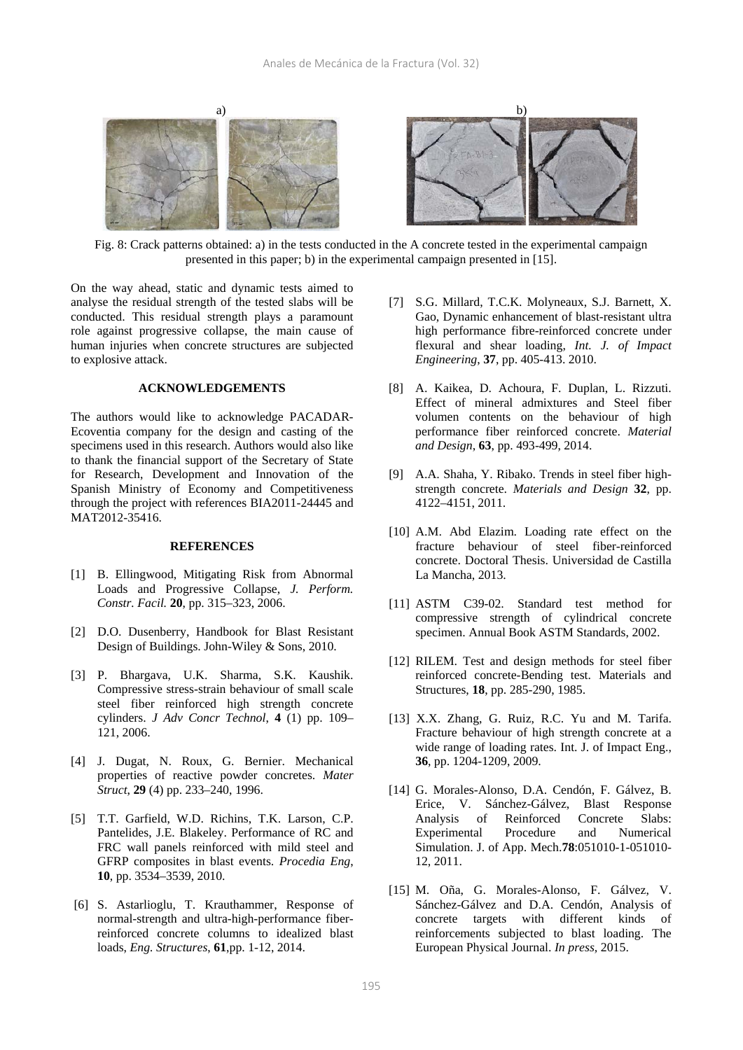Fig. 8: Crack patterns obtained: a) in the tests conducted in the A concrete tested in the experimental campaign presented in this paper; b) in the experimental campaign presented in [15].

On the way ahead, static and dynamic tests aimed to analyse the residual strength of the tested slabs will be conducted. This residual strength plays a paramount role against progressive collapse, the main cause of human injuries when concrete structures are subjected to explosive attack.

## ACKNOWLEDGEMENTS

The authors would like to acknowledge PACADAR-Ecoventia company for the design and casting of the specimens used in this research. Authors would also like to thank the financial support of the Secretary of State for Research, Development and Innovation of the Spanish Ministry of Economy and Competitiveness through the project with references BIA2011-24445 and MAT2012-35416.

## REFERENCES

[1] B. Ellingwood, Mitigating Risk from Abnormal Loads and Progressive Collapse, *J. Perform. Constr. Facil.* **20**, pp. 315–323, 2006.

[2] D.O. Dusenberry, Handbook for Blast Resistant Design of Buildings. John-Wiley & Sons, 2010.

[3] P. Bhargava, U.K. Sharma, S.K. Kaushik. Compressive stress-strain behaviour of small scale steel fiber reinforced high strength concrete cylinders. *J Adv Concr Technol*, **4** (1) pp. 109–121, 2006.

[4] J. Dugat, N. Roux, G. Bernier. Mechanical properties of reactive powder concretes. *Mater Struct*, **29** (4) pp. 233–240, 1996.

[5] T.T. Garfield, W.D. Richins, T.K. Larson, C.P. Pantelides, J.E. Blakeley. Performance of RC and FRC wall panels reinforced with mild steel and GFRP composites in blast events. *Procedia Eng*, **10**, pp. 3534–3539, 2010.

[6] S. Astarlioglu, T. Krauthammer, Response of normal-strength and ultra-high-performance fiber-reinforced concrete columns to idealized blast loads, *Eng. Structures*, **61**,pp. 1-12, 2014.

[7] S.G. Millard, T.C.K. Molyneaux, S.J. Barnett, X. Gao, Dynamic enhancement of blast-resistant ultra high performance fibre-reinforced concrete under flexural and shear loading, *Int. J. of Impact Engineering*, **37**, pp. 405-413. 2010.

[8] A. Kaikea, D. Achoura, F. Duplan, L. Rizzuti. Effect of mineral admixtures and Steel fiber volumen contents on the behaviour of high performance fiber reinforced concrete. *Material and Design*, **63**, pp. 493-499, 2014.

[9] A.A. Shaha, Y. Ribako. Trends in steel fiber high-strength concrete. *Materials and Design* **32**, pp. 4122–4151, 2011.

[10] A.M. Abd Elazim. Loading rate effect on the fracture behaviour of steel fiber-reinforced concrete. Doctoral Thesis. Universidad de Castilla La Mancha, 2013.

[11] ASTM C39-02. Standard test method for compressive strength of cylindrical concrete specimen. Annual Book ASTM Standards, 2002.

[12] RILEM. Test and design methods for steel fiber reinforced concrete-Bending test. Materials and Structures, **18**, pp. 285-290, 1985.

[13] X.X. Zhang, G. Ruiz, R.C. Yu and M. Tarifa. Fracture behaviour of high strength concrete at a wide range of loading rates. Int. J. of Impact Eng., **36**, pp. 1204-1209, 2009.

[14] G. Morales-Alonso, D.A. Cendón, F. Gálvez, B. Erice, V. Sánchez-Gálvez, Blast Response Analysis of Reinforced Concrete Slabs: Experimental Procedure and Numerical Simulation. J. of App. Mech.**78**:051010-1-051010-12, 2011.

[15] M. Oña, G. Morales-Alonso, F. Gálvez, V. Sánchez-Gálvez and D.A. Cendón, Analysis of concrete targets with different kinds of reinforcements subjected to blast loading. The European Physical Journal. *In press*, 2015.